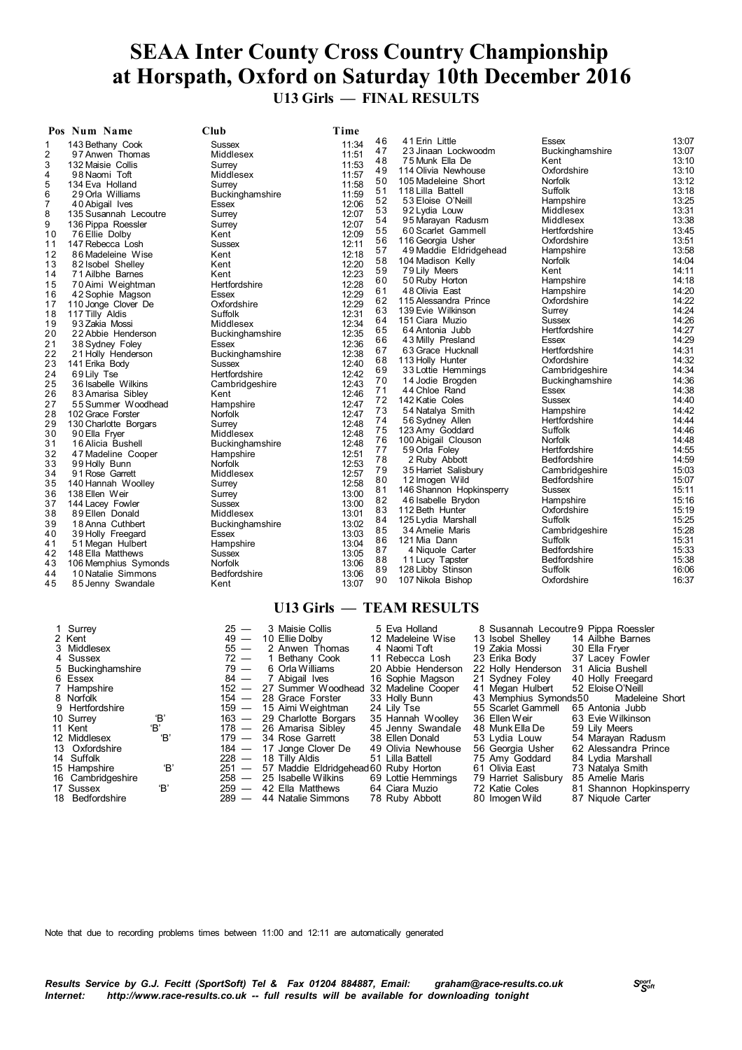# SEAA Inter County Cross Country Championship at Horspath, Oxford on Saturday 10th December 2016

## U13 Girls — FINAL RESULTS

| Pos | Num | Name | Club | Time |
|---|---|---|---|---|
| 1 | 143 | Bethany Cook | Sussex | 11:34 |
| 2 | 97 | Anwen Thomas | Middlesex | 11:51 |
| 3 | 132 | Maisie Collis | Surrey | 11:53 |
| 4 | 98 | Naomi Toft | Middlesex | 11:57 |
| 5 | 134 | Eva Holland | Surrey | 11:58 |
| 6 | 29 | Orla Williams | Buckinghamshire | 11:59 |
| 7 | 40 | Abigail Ives | Essex | 12:06 |
| 8 | 135 | Susannah Lecoutre | Surrey | 12:07 |
| 9 | 136 | Pippa Roessler | Surrey | 12:07 |
| 10 | 76 | Ellie Dolby | Kent | 12:09 |
| 11 | 147 | Rebecca Losh | Sussex | 12:11 |
| 12 | 86 | Madeleine Wise | Kent | 12:18 |
| 13 | 82 | Isobel Shelley | Kent | 12:20 |
| 14 | 71 | Ailbhe Barnes | Kent | 12:23 |
| 15 | 70 | Aimi Weightman | Hertfordshire | 12:28 |
| 16 | 42 | Sophie Magson | Essex | 12:29 |
| 17 | 110 | Jonge Clover De | Oxfordshire | 12:29 |
| 18 | 117 | Tilly Aldis | Suffolk | 12:31 |
| 19 | 93 | Zakia Mossi | Middlesex | 12:34 |
| 20 | 22 | Abbie Henderson | Buckinghamshire | 12:35 |
| 21 | 38 | Sydney Foley | Essex | 12:36 |
| 22 | 21 | Holly Henderson | Buckinghamshire | 12:38 |
| 23 | 141 | Erika Body | Sussex | 12:40 |
| 24 | 69 | Lily Tse | Hertfordshire | 12:42 |
| 25 | 36 | Isabelle Wilkins | Cambridgeshire | 12:43 |
| 26 | 83 | Amarisa Sibley | Kent | 12:46 |
| 27 | 55 | Summer Woodhead | Hampshire | 12:47 |
| 28 | 102 | Grace Forster | Norfolk | 12:47 |
| 29 | 130 | Charlotte Borgars | Surrey | 12:48 |
| 30 | 90 | Ella Fryer | Middlesex | 12:48 |
| 31 | 16 | Alicia Bushell | Buckinghamshire | 12:48 |
| 32 | 47 | Madeline Cooper | Hampshire | 12:51 |
| 33 | 99 | Holly Bunn | Norfolk | 12:53 |
| 34 | 91 | Rose Garrett | Middlesex | 12:57 |
| 35 | 140 | Hannah Woolley | Surrey | 12:58 |
| 36 | 138 | Ellen Weir | Surrey | 13:00 |
| 37 | 144 | Lacey Fowler | Sussex | 13:00 |
| 38 | 89 | Ellen Donald | Middlesex | 13:01 |
| 39 | 18 | Anna Cuthbert | Buckinghamshire | 13:02 |
| 40 | 39 | Holly Freegard | Essex | 13:03 |
| 41 | 51 | Megan Hulbert | Hampshire | 13:04 |
| 42 | 148 | Ella Matthews | Sussex | 13:05 |
| 43 | 106 | Memphius Symonds | Norfolk | 13:06 |
| 44 | 10 | Natalie Simmons | Bedfordshire | 13:06 |
| 45 | 85 | Jenny Swandale | Kent | 13:07 |
| 46 | 41 | Erin Little | Essex | 13:07 |
| 47 | 23 | Jinaan Lockwoodm | Buckinghamshire | 13:07 |
| 48 | 75 | Munk Ella De | Kent | 13:10 |
| 49 | 114 | Olivia Newhouse | Oxfordshire | 13:10 |
| 50 | 105 | Madeleine Short | Norfolk | 13:12 |
| 51 | 118 | Lilla Battell | Suffolk | 13:18 |
| 52 | 53 | Eloise O'Neill | Hampshire | 13:25 |
| 53 | 92 | Lydia Louw | Middlesex | 13:31 |
| 54 | 95 | Marayan Radusm | Middlesex | 13:38 |
| 55 | 60 | Scarlet Gammell | Hertfordshire | 13:45 |
| 56 | 116 | Georgia Usher | Oxfordshire | 13:51 |
| 57 | 49 | Maddie Eldridgehead | Hampshire | 13:58 |
| 58 | 104 | Madison Kelly | Norfolk | 14:04 |
| 59 | 79 | Lily Meers | Kent | 14:11 |
| 60 | 50 | Ruby Horton | Hampshire | 14:18 |
| 61 | 48 | Olivia East | Hampshire | 14:20 |
| 62 | 115 | Alessandra Prince | Oxfordshire | 14:22 |
| 63 | 139 | Evie Wilkinson | Surrey | 14:24 |
| 64 | 151 | Ciara Muzio | Sussex | 14:26 |
| 65 | 64 | Antonia Jubb | Hertfordshire | 14:27 |
| 66 | 43 | Milly Presland | Essex | 14:29 |
| 67 | 63 | Grace Hucknall | Hertfordshire | 14:31 |
| 68 | 113 | Holly Hunter | Oxfordshire | 14:32 |
| 69 | 33 | Lottie Hemmings | Cambridgeshire | 14:34 |
| 70 | 14 | Jodie Brogden | Buckinghamshire | 14:36 |
| 71 | 44 | Chloe Rand | Essex | 14:38 |
| 72 | 142 | Katie Coles | Sussex | 14:40 |
| 73 | 54 | Natalya Smith | Hampshire | 14:42 |
| 74 | 56 | Sydney Allen | Hertfordshire | 14:44 |
| 75 | 123 | Amy Goddard | Suffolk | 14:46 |
| 76 | 100 | Abigail Clouson | Norfolk | 14:48 |
| 77 | 59 | Orla Foley | Hertfordshire | 14:55 |
| 78 | 2 | Ruby Abbott | Bedfordshire | 14:59 |
| 79 | 35 | Harriet Salisbury | Cambridgeshire | 15:03 |
| 80 | 12 | Imogen Wild | Bedfordshire | 15:07 |
| 81 | 146 | Shannon Hopkinsperry | Sussex | 15:11 |
| 82 | 46 | Isabelle Brydon | Hampshire | 15:16 |
| 83 | 112 | Beth Hunter | Oxfordshire | 15:19 |
| 84 | 125 | Lydia Marshall | Suffolk | 15:25 |
| 85 | 34 | Amelie Maris | Cambridgeshire | 15:28 |
| 86 | 121 | Mia Dann | Suffolk | 15:31 |
| 87 | 4 | Niquole Carter | Bedfordshire | 15:33 |
| 88 | 11 | Lucy Tapster | Bedfordshire | 15:38 |
| 89 | 128 | Libby Stinson | Suffolk | 16:06 |
| 90 | 107 | Nikola Bishop | Oxfordshire | 16:37 |

## U13 Girls — TEAM RESULTS

| Pos | Team | Points | 1st | 2nd | 3rd | 4th |
|---|---|---|---|---|---|---|
| 1 | Surrey | 25 | 3 Maisie Collis | 5 Eva Holland | 8 Susannah Lecoutre | 9 Pippa Roessler |
| 2 | Kent | 49 | 10 Ellie Dolby | 12 Madeleine Wise | 13 Isobel Shelley | 14 Ailbhe Barnes |
| 3 | Middlesex | 55 | 2 Anwen Thomas | 4 Naomi Toft | 19 Zakia Mossi | 30 Ella Fryer |
| 4 | Sussex | 72 | 1 Bethany Cook | 11 Rebecca Losh | 23 Erika Body | 37 Lacey Fowler |
| 5 | Buckinghamshire | 79 | 6 Orla Williams | 20 Abbie Henderson | 22 Holly Henderson | 31 Alicia Bushell |
| 6 | Essex | 84 | 7 Abigail Ives | 16 Sophie Magson | 21 Sydney Foley | 40 Holly Freegard |
| 7 | Hampshire | 152 | 27 Summer Woodhead | 32 Madeline Cooper | 41 Megan Hulbert | 52 Eloise O'Neill |
| 8 | Norfolk | 154 | 28 Grace Forster | 33 Holly Bunn | 43 Memphius Symonds | 50 Madeleine Short |
| 9 | Hertfordshire | 159 | 15 Aimi Weightman | 24 Lily Tse | 55 Scarlet Gammell | 65 Antonia Jubb |
| 10 | Surrey 'B' | 163 | 29 Charlotte Borgars | 35 Hannah Woolley | 36 Ellen Weir | 63 Evie Wilkinson |
| 11 | Kent 'B' | 178 | 26 Amarisa Sibley | 45 Jenny Swandale | 48 Munk Ella De | 59 Lily Meers |
| 12 | Middlesex 'B' | 179 | 34 Rose Garrett | 38 Ellen Donald | 53 Lydia Louw | 54 Marayan Radusm |
| 13 | Oxfordshire | 184 | 17 Jonge Clover De | 49 Olivia Newhouse | 56 Georgia Usher | 62 Alessandra Prince |
| 14 | Suffolk | 228 | 18 Tilly Aldis | 51 Lilla Battell | 75 Amy Goddard | 84 Lydia Marshall |
| 15 | Hampshire 'B' | 251 | 57 Maddie Eldridgehead | 60 Ruby Horton | 61 Olivia East | 73 Natalya Smith |
| 16 | Cambridgeshire | 258 | 25 Isabelle Wilkins | 69 Lottie Hemmings | 79 Harriet Salisbury | 85 Amelie Maris |
| 17 | Sussex 'B' | 259 | 42 Ella Matthews | 64 Ciara Muzio | 72 Katie Coles | 81 Shannon Hopkinsperry |
| 18 | Bedfordshire | 289 | 44 Natalie Simmons | 78 Ruby Abbott | 80 Imogen Wild | 87 Niquole Carter |

Note that due to recording problems times between 11:00 and 12:11 are automatically generated

*Results Service by G.J. Fecitt (SportSoft) Tel & Fax 01204 884887, Email: graham@race-results.co.uk*
*Internet: http://www.race-results.co.uk -- full results will be available for downloading tonight*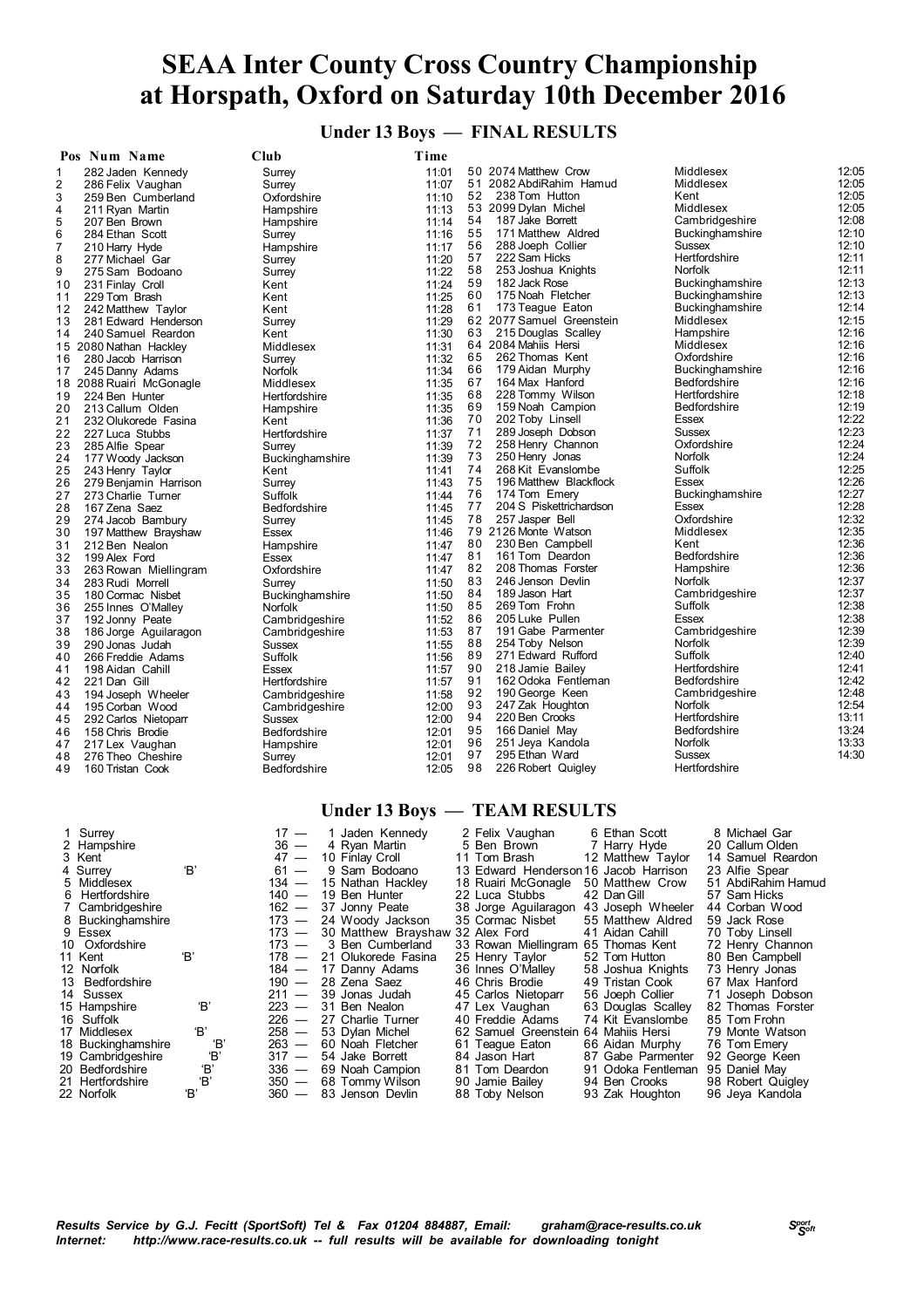# SEAA Inter County Cross Country Championship at Horspath, Oxford on Saturday 10th December 2016

## Under 13 Boys — FINAL RESULTS

| Pos | Num | Name | Club | Time |
|---|---|---|---|---|
| 1 | 282 | Jaden Kennedy | Surrey | 11:01 |
| 2 | 286 | Felix Vaughan | Surrey | 11:07 |
| 3 | 259 | Ben Cumberland | Oxfordshire | 11:10 |
| 4 | 211 | Ryan Martin | Hampshire | 11:13 |
| 5 | 207 | Ben Brown | Hampshire | 11:14 |
| 6 | 284 | Ethan Scott | Surrey | 11:16 |
| 7 | 210 | Harry Hyde | Hampshire | 11:17 |
| 8 | 277 | Michael Gar | Surrey | 11:20 |
| 9 | 275 | Sam Bodoano | Surrey | 11:22 |
| 10 | 231 | Finlay Croll | Kent | 11:24 |
| 11 | 229 | Tom Brash | Kent | 11:25 |
| 12 | 242 | Matthew Taylor | Kent | 11:28 |
| 13 | 281 | Edward Henderson | Surrey | 11:29 |
| 14 | 240 | Samuel Reardon | Kent | 11:30 |
| 15 | 2080 | Nathan Hackley | Middlesex | 11:31 |
| 16 | 280 | Jacob Harrison | Surrey | 11:32 |
| 17 | 245 | Danny Adams | Norfolk | 11:34 |
| 18 | 2088 | Ruairi McGonagle | Middlesex | 11:35 |
| 19 | 224 | Ben Hunter | Hertfordshire | 11:35 |
| 20 | 213 | Callum Olden | Hampshire | 11:35 |
| 21 | 232 | Olukorede Fasina | Kent | 11:36 |
| 22 | 227 | Luca Stubbs | Hertfordshire | 11:37 |
| 23 | 285 | Alfie Spear | Surrey | 11:39 |
| 24 | 177 | Woody Jackson | Buckinghamshire | 11:39 |
| 25 | 243 | Henry Taylor | Kent | 11:41 |
| 26 | 279 | Benjamin Harrison | Surrey | 11:43 |
| 27 | 273 | Charlie Turner | Suffolk | 11:44 |
| 28 | 167 | Zena Saez | Bedfordshire | 11:45 |
| 29 | 274 | Jacob Bambury | Surrey | 11:45 |
| 30 | 197 | Matthew Brayshaw | Essex | 11:46 |
| 31 | 212 | Ben Nealon | Hampshire | 11:47 |
| 32 | 199 | Alex Ford | Essex | 11:47 |
| 33 | 263 | Rowan Miellingram | Oxfordshire | 11:47 |
| 34 | 283 | Rudi Morrell | Surrey | 11:50 |
| 35 | 180 | Cormac Nisbet | Buckinghamshire | 11:50 |
| 36 | 255 | Innes O'Malley | Norfolk | 11:50 |
| 37 | 192 | Jonny Peate | Cambridgeshire | 11:52 |
| 38 | 186 | Jorge Aguilaragon | Cambridgeshire | 11:53 |
| 39 | 290 | Jonas Judah | Sussex | 11:55 |
| 40 | 266 | Freddie Adams | Suffolk | 11:56 |
| 41 | 198 | Aidan Cahill | Essex | 11:57 |
| 42 | 221 | Dan Gill | Hertfordshire | 11:57 |
| 43 | 194 | Joseph Wheeler | Cambridgeshire | 11:58 |
| 44 | 195 | Corban Wood | Cambridgeshire | 12:00 |
| 45 | 292 | Carlos Nietoparr | Sussex | 12:00 |
| 46 | 158 | Chris Brodie | Bedfordshire | 12:01 |
| 47 | 217 | Lex Vaughan | Hampshire | 12:01 |
| 48 | 276 | Theo Cheshire | Surrey | 12:01 |
| 49 | 160 | Tristan Cook | Bedfordshire | 12:05 |
| 50 | 2074 | Matthew Crow | Middlesex | 12:05 |
| 51 | 2082 | AbdiRahim Hamud | Middlesex | 12:05 |
| 52 | 238 | Tom Hutton | Kent | 12:05 |
| 53 | 2099 | Dylan Michel | Middlesex | 12:05 |
| 54 | 187 | Jake Borrett | Cambridgeshire | 12:08 |
| 55 | 171 | Matthew Aldred | Buckinghamshire | 12:10 |
| 56 | 288 | Joeph Collier | Sussex | 12:10 |
| 57 | 222 | Sam Hicks | Hertfordshire | 12:11 |
| 58 | 253 | Joshua Knights | Norfolk | 12:11 |
| 59 | 182 | Jack Rose | Buckinghamshire | 12:13 |
| 60 | 175 | Noah Fletcher | Buckinghamshire | 12:13 |
| 61 | 173 | Teague Eaton | Buckinghamshire | 12:14 |
| 62 | 2077 | Samuel Greenstein | Middlesex | 12:15 |
| 63 | 215 | Douglas Scalley | Hampshire | 12:16 |
| 64 | 2084 | Mahiis Hersi | Middlesex | 12:16 |
| 65 | 262 | Thomas Kent | Oxfordshire | 12:16 |
| 66 | 179 | Aidan Murphy | Buckinghamshire | 12:16 |
| 67 | 164 | Max Hanford | Bedfordshire | 12:16 |
| 68 | 228 | Tommy Wilson | Hertfordshire | 12:18 |
| 69 | 159 | Noah Campion | Bedfordshire | 12:19 |
| 70 | 202 | Toby Linsell | Essex | 12:22 |
| 71 | 289 | Joseph Dobson | Sussex | 12:23 |
| 72 | 258 | Henry Channon | Oxfordshire | 12:24 |
| 73 | 250 | Henry Jonas | Norfolk | 12:24 |
| 74 | 268 | Kit Evanslombe | Suffolk | 12:25 |
| 75 | 196 | Matthew Blackflock | Essex | 12:26 |
| 76 | 174 | Tom Emery | Buckinghamshire | 12:27 |
| 77 | 204 | S Piskettrichardson | Essex | 12:28 |
| 78 | 257 | Jasper Bell | Oxfordshire | 12:32 |
| 79 | 2126 | Monte Watson | Middlesex | 12:35 |
| 80 | 230 | Ben Campbell | Kent | 12:36 |
| 81 | 161 | Tom Deardon | Bedfordshire | 12:36 |
| 82 | 208 | Thomas Forster | Hampshire | 12:36 |
| 83 | 246 | Jenson Devlin | Norfolk | 12:37 |
| 84 | 189 | Jason Hart | Cambridgeshire | 12:37 |
| 85 | 269 | Tom Frohn | Suffolk | 12:38 |
| 86 | 205 | Luke Pullen | Essex | 12:38 |
| 87 | 191 | Gabe Parmenter | Cambridgeshire | 12:39 |
| 88 | 254 | Toby Nelson | Norfolk | 12:39 |
| 89 | 271 | Edward Rufford | Suffolk | 12:40 |
| 90 | 218 | Jamie Bailey | Hertfordshire | 12:41 |
| 91 | 162 | Odoka Fentleman | Bedfordshire | 12:42 |
| 92 | 190 | George Keen | Cambridgeshire | 12:48 |
| 93 | 247 | Zak Houghton | Norfolk | 12:54 |
| 94 | 220 | Ben Crooks | Hertfordshire | 13:11 |
| 95 | 166 | Daniel May | Bedfordshire | 13:24 |
| 96 | 251 | Jeya Kandola | Norfolk | 13:33 |
| 97 | 295 | Ethan Ward | Sussex | 14:30 |
| 98 | 226 | Robert Quigley | Hertfordshire | |

## Under 13 Boys — TEAM RESULTS

| Pos | Team | | Points | 1st | 2nd | 3rd | 4th |
|---|---|---|---|---|---|---|---|
| 1 | Surrey | | 17 — | 1 Jaden Kennedy | 2 Felix Vaughan | 6 Ethan Scott | 8 Michael Gar |
| 2 | Hampshire | | 36 — | 4 Ryan Martin | 5 Ben Brown | 7 Harry Hyde | 20 Callum Olden |
| 3 | Kent | | 47 — | 10 Finlay Croll | 11 Tom Brash | 12 Matthew Taylor | 14 Samuel Reardon |
| 4 | Surrey | 'B' | 61 — | 9 Sam Bodoano | 13 Edward Henderson | 16 Jacob Harrison | 23 Alfie Spear |
| 5 | Middlesex | | 134 — | 15 Nathan Hackley | 18 Ruairi McGonagle | 50 Matthew Crow | 51 AbdiRahim Hamud |
| 6 | Hertfordshire | | 140 — | 19 Ben Hunter | 22 Luca Stubbs | 42 Dan Gill | 57 Sam Hicks |
| 7 | Cambridgeshire | | 162 — | 37 Jonny Peate | 38 Jorge Aguilaragon | 43 Joseph Wheeler | 44 Corban Wood |
| 8 | Buckinghamshire | | 173 — | 24 Woody Jackson | 35 Cormac Nisbet | 55 Matthew Aldred | 59 Jack Rose |
| 9 | Essex | | 173 — | 30 Matthew Brayshaw | 32 Alex Ford | 41 Aidan Cahill | 70 Toby Linsell |
| 10 | Oxfordshire | | 173 — | 3 Ben Cumberland | 33 Rowan Miellingram | 65 Thomas Kent | 72 Henry Channon |
| 11 | Kent | 'B' | 178 — | 21 Olukorede Fasina | 25 Henry Taylor | 52 Tom Hutton | 80 Ben Campbell |
| 12 | Norfolk | | 184 — | 17 Danny Adams | 36 Innes O'Malley | 58 Joshua Knights | 73 Henry Jonas |
| 13 | Bedfordshire | | 190 — | 28 Zena Saez | 46 Chris Brodie | 49 Tristan Cook | 67 Max Hanford |
| 14 | Sussex | | 211 — | 39 Jonas Judah | 45 Carlos Nietoparr | 56 Joeph Collier | 71 Joseph Dobson |
| 15 | Hampshire | 'B' | 223 — | 31 Ben Nealon | 47 Lex Vaughan | 63 Douglas Scalley | 82 Thomas Forster |
| 16 | Suffolk | | 226 — | 27 Charlie Turner | 40 Freddie Adams | 74 Kit Evanslombe | 85 Tom Frohn |
| 17 | Middlesex | 'B' | 258 — | 53 Dylan Michel | 62 Samuel Greenstein | 64 Mahiis Hersi | 79 Monte Watson |
| 18 | Buckinghamshire | 'B' | 263 — | 60 Noah Fletcher | 61 Teague Eaton | 66 Aidan Murphy | 76 Tom Emery |
| 19 | Cambridgeshire | 'B' | 317 — | 54 Jake Borrett | 84 Jason Hart | 87 Gabe Parmenter | 92 George Keen |
| 20 | Bedfordshire | 'B' | 336 — | 69 Noah Campion | 81 Tom Deardon | 91 Odoka Fentleman | 95 Daniel May |
| 21 | Hertfordshire | 'B' | 350 — | 68 Tommy Wilson | 90 Jamie Bailey | 94 Ben Crooks | 98 Robert Quigley |
| 22 | Norfolk | 'B' | 360 — | 83 Jenson Devlin | 88 Toby Nelson | 93 Zak Houghton | 96 Jeya Kandola |

*Results Service by G.J. Fecitt (SportSoft) Tel & Fax 01204 884887, Email: graham@race-results.co.uk*
*Internet: http://www.race-results.co.uk -- full results will be available for downloading tonight*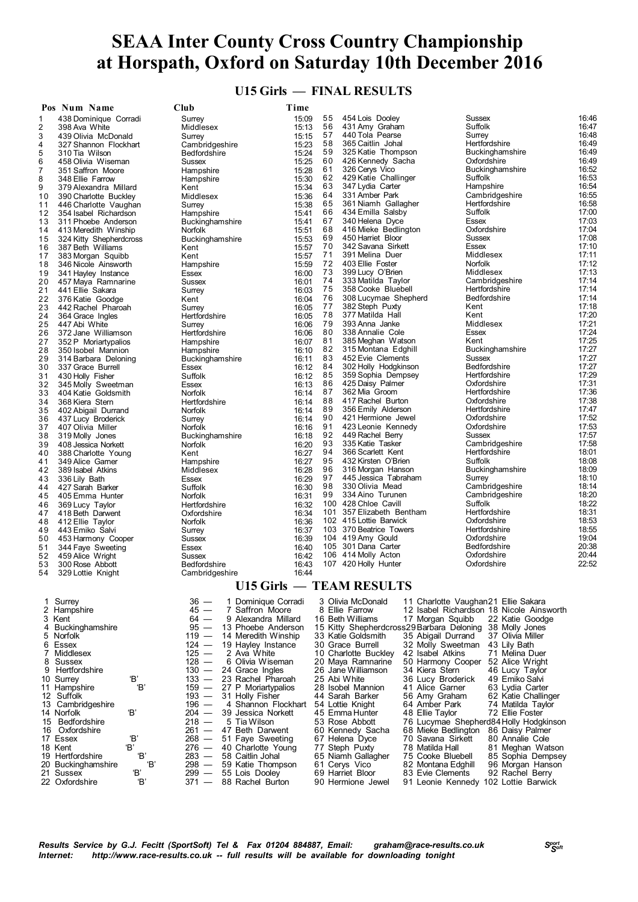# SEAA Inter County Cross Country Championship at Horspath, Oxford on Saturday 10th December 2016

## U15 Girls — FINAL RESULTS

| Pos | Num | Name | Club | Time |
|---|---|---|---|---|
| 1 | 438 | Dominique Corradi | Surrey | 15:09 |
| 2 | 398 | Ava White | Middlesex | 15:13 |
| 3 | 439 | Olivia McDonald | Surrey | 15:15 |
| 4 | 327 | Shannon Flockhart | Cambridgeshire | 15:23 |
| 5 | 310 | Tia Wilson | Bedfordshire | 15:24 |
| 6 | 458 | Olivia Wiseman | Sussex | 15:25 |
| 7 | 351 | Saffron Moore | Hampshire | 15:28 |
| 8 | 348 | Ellie Farrow | Hampshire | 15:30 |
| 9 | 379 | Alexandra Millard | Kent | 15:34 |
| 10 | 390 | Charlotte Buckley | Middlesex | 15:36 |
| 11 | 446 | Charlotte Vaughan | Surrey | 15:38 |
| 12 | 354 | Isabel Richardson | Hampshire | 15:41 |
| 13 | 311 | Phoebe Anderson | Buckinghamshire | 15:41 |
| 14 | 413 | Meredith Winship | Norfolk | 15:51 |
| 15 | 324 | Kitty Shepherdcross | Buckinghamshire | 15:53 |
| 16 | 387 | Beth Williams | Kent | 15:57 |
| 17 | 383 | Morgan Squibb | Kent | 15:57 |
| 18 | 346 | Nicole Ainsworth | Hampshire | 15:59 |
| 19 | 341 | Hayley Instance | Essex | 16:00 |
| 20 | 457 | Maya Ramnarine | Sussex | 16:01 |
| 21 | 441 | Ellie Sakara | Surrey | 16:03 |
| 22 | 376 | Katie Goodge | Kent | 16:04 |
| 23 | 442 | Rachel Pharoah | Surrey | 16:05 |
| 24 | 364 | Grace Ingles | Hertfordshire | 16:05 |
| 25 | 447 | Abi White | Surrey | 16:06 |
| 26 | 372 | Jane Williamson | Hertfordshire | 16:06 |
| 27 | 352 | P Moriartypalios | Hampshire | 16:07 |
| 28 | 350 | Isobel Mannion | Hampshire | 16:10 |
| 29 | 314 | Barbara Deloning | Buckinghamshire | 16:11 |
| 30 | 337 | Grace Burrell | Essex | 16:12 |
| 31 | 430 | Holly Fisher | Suffolk | 16:12 |
| 32 | 345 | Molly Sweetman | Essex | 16:13 |
| 33 | 404 | Katie Goldsmith | Norfolk | 16:14 |
| 34 | 368 | Kiera Stern | Hertfordshire | 16:14 |
| 35 | 402 | Abigail Durrand | Norfolk | 16:14 |
| 36 | 437 | Lucy Broderick | Surrey | 16:14 |
| 37 | 407 | Olivia Miller | Norfolk | 16:16 |
| 38 | 319 | Molly Jones | Buckinghamshire | 16:18 |
| 39 | 408 | Jessica Norkett | Norfolk | 16:20 |
| 40 | 388 | Charlotte Young | Kent | 16:27 |
| 41 | 349 | Alice Garner | Hampshire | 16:27 |
| 42 | 389 | Isabel Atkins | Middlesex | 16:28 |
| 43 | 336 | Lily Bath | Essex | 16:29 |
| 44 | 427 | Sarah Barker | Suffolk | 16:30 |
| 45 | 405 | Emma Hunter | Norfolk | 16:31 |
| 46 | 369 | Lucy Taylor | Hertfordshire | 16:32 |
| 47 | 418 | Beth Darwent | Oxfordshire | 16:34 |
| 48 | 412 | Ellie Taylor | Norfolk | 16:36 |
| 49 | 443 | Emiko Salvi | Surrey | 16:37 |
| 50 | 453 | Harmony Cooper | Sussex | 16:39 |
| 51 | 344 | Faye Sweeting | Essex | 16:40 |
| 52 | 459 | Alice Wright | Sussex | 16:42 |
| 53 | 300 | Rose Abbott | Bedfordshire | 16:43 |
| 54 | 329 | Lottie Knight | Cambridgeshire | 16:44 |
| 55 | 454 | Lois Dooley | Sussex | 16:46 |
| 56 | 431 | Amy Graham | Suffolk | 16:47 |
| 57 | 440 | Tola Pearse | Surrey | 16:48 |
| 58 | 365 | Caitlin Johal | Hertfordshire | 16:49 |
| 59 | 325 | Katie Thompson | Buckinghamshire | 16:49 |
| 60 | 426 | Kennedy Sacha | Oxfordshire | 16:49 |
| 61 | 326 | Cerys Vico | Buckinghamshire | 16:52 |
| 62 | 429 | Katie Challinger | Suffolk | 16:53 |
| 63 | 347 | Lydia Carter | Hampshire | 16:54 |
| 64 | 331 | Amber Park | Cambridgeshire | 16:55 |
| 65 | 361 | Niamh Gallagher | Hertfordshire | 16:58 |
| 66 | 434 | Emilla Salsby | Suffolk | 17:00 |
| 67 | 340 | Helena Dyce | Essex | 17:03 |
| 68 | 416 | Mieke Bedlington | Oxfordshire | 17:04 |
| 69 | 450 | Harriet Bloor | Sussex | 17:08 |
| 70 | 342 | Savana Sirkett | Essex | 17:10 |
| 71 | 391 | Melina Duer | Middlesex | 17:11 |
| 72 | 403 | Ellie Foster | Norfolk | 17:12 |
| 73 | 399 | Lucy O'Brien | Middlesex | 17:13 |
| 74 | 333 | Matilda Taylor | Cambridgeshire | 17:14 |
| 75 | 358 | Cooke Bluebell | Hertfordshire | 17:14 |
| 76 | 308 | Lucymae Shepherd | Bedfordshire | 17:14 |
| 77 | 382 | Steph Puxty | Kent | 17:18 |
| 78 | 377 | Matilda Hall | Kent | 17:20 |
| 79 | 393 | Anna Janke | Middlesex | 17:21 |
| 80 | 338 | Annalie Cole | Essex | 17:24 |
| 81 | 385 | Meghan Watson | Kent | 17:25 |
| 82 | 315 | Montana Edghill | Buckinghamshire | 17:27 |
| 83 | 452 | Evie Clements | Sussex | 17:27 |
| 84 | 302 | Holly Hodgkinson | Bedfordshire | 17:27 |
| 85 | 359 | Sophia Dempsey | Hertfordshire | 17:29 |
| 86 | 425 | Daisy Palmer | Oxfordshire | 17:31 |
| 87 | 362 | Mia Groom | Hertfordshire | 17:36 |
| 88 | 417 | Rachel Burton | Oxfordshire | 17:38 |
| 89 | 356 | Emily Alderson | Hertfordshire | 17:47 |
| 90 | 421 | Hermione Jewel | Oxfordshire | 17:52 |
| 91 | 423 | Leonie Kennedy | Oxfordshire | 17:53 |
| 92 | 449 | Rachel Berry | Sussex | 17:57 |
| 93 | 335 | Katie Tasker | Cambridgeshire | 17:58 |
| 94 | 366 | Scarlett Kent | Hertfordshire | 18:01 |
| 95 | 432 | Kirsten O'Brien | Suffolk | 18:08 |
| 96 | 316 | Morgan Hanson | Buckinghamshire | 18:09 |
| 97 | 445 | Jessica Tabraham | Surrey | 18:10 |
| 98 | 330 | Olivia Mead | Cambridgeshire | 18:14 |
| 99 | 334 | Aino Turunen | Cambridgeshire | 18:20 |
| 100 | 428 | Chloe Cavill | Suffolk | 18:22 |
| 101 | 357 | Elizabeth Bentham | Hertfordshire | 18:31 |
| 102 | 415 | Lottie Barwick | Oxfordshire | 18:53 |
| 103 | 370 | Beatrice Towers | Hertfordshire | 18:55 |
| 104 | 419 | Amy Gould | Oxfordshire | 19:04 |
| 105 | 301 | Dana Carter | Bedfordshire | 20:38 |
| 106 | 414 | Molly Acton | Oxfordshire | 20:44 |
| 107 | 420 | Holly Hunter | Oxfordshire | 22:52 |

## U15 Girls — TEAM RESULTS

| Pos | Team | Points | 1 | 2 | 3 | 4 |
|---|---|---|---|---|---|---|
| 1 | Surrey | 36 | 1 Dominique Corradi | 3 Olivia McDonald | 11 Charlotte Vaughan | 21 Ellie Sakara |
| 2 | Hampshire | 45 | 7 Saffron Moore | 8 Ellie Farrow | 12 Isabel Richardson | 18 Nicole Ainsworth |
| 3 | Kent | 64 | 9 Alexandra Millard | 16 Beth Williams | 17 Morgan Squibb | 22 Katie Goodge |
| 4 | Buckinghamshire | 95 | 13 Phoebe Anderson | 15 Kitty Shepherdcross | 29 Barbara Deloning | 38 Molly Jones |
| 5 | Norfolk | 119 | 14 Meredith Winship | 33 Katie Goldsmith | 35 Abigail Durrand | 37 Olivia Miller |
| 6 | Essex | 124 | 19 Hayley Instance | 30 Grace Burrell | 32 Molly Sweetman | 43 Lily Bath |
| 7 | Middlesex | 125 | 2 Ava White | 10 Charlotte Buckley | 42 Isabel Atkins | 71 Melina Duer |
| 8 | Sussex | 128 | 6 Olivia Wiseman | 20 Maya Ramnarine | 50 Harmony Cooper | 52 Alice Wright |
| 9 | Hertfordshire | 130 | 24 Grace Ingles | 26 Jane Williamson | 34 Kiera Stern | 46 Lucy Taylor |
| 10 | Surrey 'B' | 133 | 23 Rachel Pharoah | 25 Abi White | 36 Lucy Broderick | 49 Emiko Salvi |
| 11 | Hampshire 'B' | 159 | 27 P Moriartypalios | 28 Isobel Mannion | 41 Alice Garner | 63 Lydia Carter |
| 12 | Suffolk | 193 | 31 Holly Fisher | 44 Sarah Barker | 56 Amy Graham | 62 Katie Challinger |
| 13 | Cambridgeshire | 196 | 4 Shannon Flockhart | 54 Lottie Knight | 64 Amber Park | 74 Matilda Taylor |
| 14 | Norfolk 'B' | 204 | 39 Jessica Norkett | 45 Emma Hunter | 48 Ellie Taylor | 72 Ellie Foster |
| 15 | Bedfordshire | 218 | 5 Tia Wilson | 53 Rose Abbott | 76 Lucymae Shepherd | 84 Holly Hodgkinson |
| 16 | Oxfordshire | 261 | 47 Beth Darwent | 60 Kennedy Sacha | 68 Mieke Bedlington | 86 Daisy Palmer |
| 17 | Essex 'B' | 268 | 51 Faye Sweeting | 67 Helena Dyce | 70 Savana Sirkett | 80 Annalie Cole |
| 18 | Kent 'B' | 276 | 40 Charlotte Young | 77 Steph Puxty | 78 Matilda Hall | 81 Meghan Watson |
| 19 | Hertfordshire 'B' | 283 | 58 Caitlin Johal | 65 Niamh Gallagher | 75 Cooke Bluebell | 85 Sophia Dempsey |
| 20 | Buckinghamshire 'B' | 298 | 59 Katie Thompson | 61 Cerys Vico | 82 Montana Edghill | 96 Morgan Hanson |
| 21 | Sussex 'B' | 299 | 55 Lois Dooley | 69 Harriet Bloor | 83 Evie Clements | 92 Rachel Berry |
| 22 | Oxfordshire 'B' | 371 | 88 Rachel Burton | 90 Hermione Jewel | 91 Leonie Kennedy | 102 Lottie Barwick |

*Results Service by G.J. Fecitt (SportSoft) Tel & Fax 01204 884887, Email: graham@race-results.co.uk*
*Internet: http://www.race-results.co.uk -- full results will be available for downloading tonight*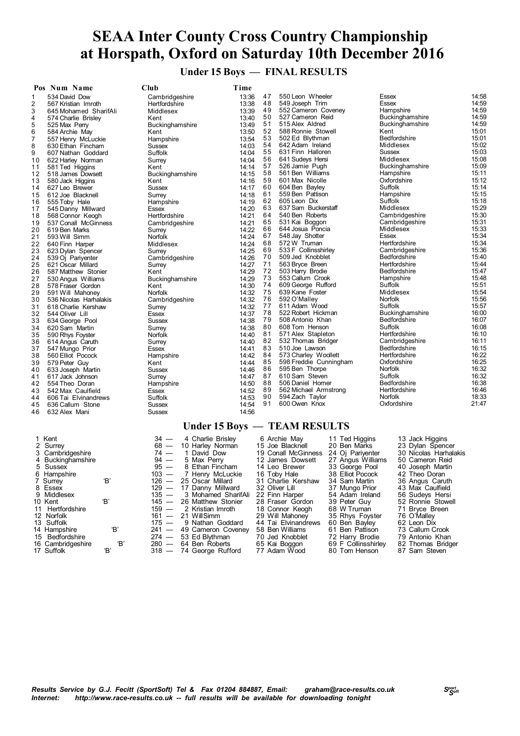# SEAA Inter County Cross Country Championship at Horspath, Oxford on Saturday 10th December 2016

## Under 15 Boys — FINAL RESULTS

| Pos | Num | Name | Club | Time |
|---|---|---|---|---|
| 1 | 534 | David Dow | Cambridgeshire | 13:36 |
| 2 | 567 | Kristian Imroth | Hertfordshire | 13:38 |
| 3 | 645 | Mohamed SharifAli | Middlesex | 13:39 |
| 4 | 574 | Charlie Brisley | Kent | 13:40 |
| 5 | 525 | Max Perry | Buckinghamshire | 13:49 |
| 6 | 584 | Archie May | Kent | 13:50 |
| 7 | 557 | Henry McLuckie | Hampshire | 13:54 |
| 8 | 630 | Ethan Fincham | Sussex | 14:03 |
| 9 | 607 | Nathan Goddard | Suffolk | 14:04 |
| 10 | 622 | Harley Norman | Surrey | 14:04 |
| 11 | 581 | Ted Higgins | Kent | 14:14 |
| 12 | 518 | James Dowsett | Buckinghamshire | 14:15 |
| 13 | 580 | Jack Higgins | Kent | 14:16 |
| 14 | 627 | Leo Brewer | Sussex | 14:17 |
| 15 | 612 | Joe Blacknell | Surrey | 14:18 |
| 16 | 555 | Toby Hale | Hampshire | 14:19 |
| 17 | 545 | Danny Millward | Essex | 14:20 |
| 18 | 568 | Connor Keogh | Hertfordshire | 14:21 |
| 19 | 537 | Conall McGinness | Cambridgeshire | 14:21 |
| 20 | 619 | Ben Marks | Surrey | 14:22 |
| 21 | 593 | Will Simm | Norfolk | 14:24 |
| 22 | 640 | Finn Harper | Middlesex | 14:24 |
| 23 | 623 | Dylan Spencer | Surrey | 14:25 |
| 24 | 539 | Oj Pariyenter | Cambridgeshire | 14:26 |
| 25 | 621 | Oscar Millard | Surrey | 14:27 |
| 26 | 587 | Matthew Stonier | Kent | 14:29 |
| 27 | 530 | Angus Williams | Buckinghamshire | 14:29 |
| 28 | 578 | Fraser Gordon | Kent | 14:30 |
| 29 | 591 | Will Mahoney | Norfolk | 14:32 |
| 30 | 536 | Nicolas Harhalakis | Cambridgeshire | 14:32 |
| 31 | 618 | Charlie Kershaw | Surrey | 14:32 |
| 32 | 544 | Oliver Lill | Essex | 14:37 |
| 33 | 634 | George Pool | Sussex | 14:38 |
| 34 | 620 | Sam Martin | Surrey | 14:38 |
| 35 | 590 | Rhys Foyster | Norfolk | 14:40 |
| 36 | 614 | Angus Caruth | Surrey | 14:40 |
| 37 | 547 | Mungo Prior | Essex | 14:41 |
| 38 | 560 | Elliot Pocock | Hampshire | 14:42 |
| 39 | 579 | Peter Guy | Kent | 14:44 |
| 40 | 633 | Joseph Martin | Sussex | 14:46 |
| 41 | 617 | Jack Johnson | Surrey | 14:47 |
| 42 | 554 | Theo Doran | Hampshire | 14:50 |
| 43 | 542 | Max Caulfield | Essex | 14:52 |
| 44 | 606 | Tai Elvinandrews | Suffolk | 14:53 |
| 45 | 636 | Callum Stone | Sussex | 14:54 |
| 46 | 632 | Alex Mani | Sussex | 14:56 |
| 47 | 550 | Leon Wheeler | Essex | 14:58 |
| 48 | 549 | Joseph Trim | Essex | 14:59 |
| 49 | 552 | Cameron Coveney | Hampshire | 14:59 |
| 50 | 527 | Cameron Reid | Buckinghamshire | 14:59 |
| 51 | 515 | Alex Aldred | Buckinghamshire | 14:59 |
| 52 | 588 | Ronnie Stowell | Kent | 15:01 |
| 53 | 502 | Ed Blythman | Bedfordshire | 15:01 |
| 54 | 642 | Adam Ireland | Middlesex | 15:02 |
| 55 | 631 | Finn Halloren | Sussex | 15:03 |
| 56 | 641 | Sudeys Hersi | Middlesex | 15:08 |
| 57 | 526 | Jamie Pugh | Buckinghamshire | 15:09 |
| 58 | 561 | Ben Williams | Hampshire | 15:11 |
| 59 | 601 | Max Nicolle | Oxfordshire | 15:12 |
| 60 | 604 | Ben Bayley | Suffolk | 15:14 |
| 61 | 559 | Ben Pattison | Hampshire | 15:15 |
| 62 | 605 | Leon Dix | Suffolk | 15:18 |
| 63 | 637 | Sam Buckerstaff | Middlesex | 15:29 |
| 64 | 540 | Ben Roberts | Cambridgeshire | 15:30 |
| 65 | 531 | Kai Boggon | Cambridgeshire | 15:31 |
| 66 | 644 | Josua Poncia | Middlesex | 15:33 |
| 67 | 548 | Jay Shotter | Essex | 15:34 |
| 68 | 572 | W Truman | Hertfordshire | 15:34 |
| 69 | 533 | F Collinsshirley | Cambridgeshire | 15:36 |
| 70 | 509 | Jed Knobblet | Bedfordshire | 15:40 |
| 71 | 563 | Bryce Breen | Hertfordshire | 15:44 |
| 72 | 503 | Harry Brodie | Bedfordshire | 15:47 |
| 73 | 553 | Callum Crook | Hampshire | 15:48 |
| 74 | 609 | George Rufford | Suffolk | 15:51 |
| 75 | 639 | Kane Foster | Middlesex | 15:54 |
| 76 | 592 | O'Malley | Norfolk | 15:56 |
| 77 | 611 | Adam Wood | Suffolk | 15:57 |
| 78 | 522 | Robert Hickman | Buckinghamshire | 16:00 |
| 79 | 508 | Antonio Khan | Bedfordshire | 16:07 |
| 80 | 608 | Tom Henson | Suffolk | 16:08 |
| 81 | 571 | Alex Stapleton | Hertfordshire | 16:10 |
| 82 | 532 | Thomas Bridger | Cambridgeshire | 16:11 |
| 83 | 510 | Joe Lawson | Bedfordshire | 16:15 |
| 84 | 573 | Charley Woollett | Hertfordshire | 16:22 |
| 85 | 598 | Freddie Cunningham | Oxfordshire | 16:25 |
| 86 | 595 | Ben Thorpe | Norfolk | 16:32 |
| 87 | 610 | Sam Steven | Suffolk | 16:32 |
| 88 | 506 | Daniel Horner | Bedfordshire | 16:38 |
| 89 | 562 | Michael Armstrong | Hertfordshire | 16:46 |
| 90 | 594 | Zach Taylor | Norfolk | 18:33 |
| 91 | 600 | Owen Knox | Oxfordshire | 21:47 |

## Under 15 Boys — TEAM RESULTS

| Pos | Team | Points | 1 | 2 | 3 | 4 |
|---|---|---|---|---|---|---|
| 1 | Kent | 34 | 4 Charlie Brisley | 6 Archie May | 11 Ted Higgins | 13 Jack Higgins |
| 2 | Surrey | 68 | 10 Harley Norman | 15 Joe Blacknell | 20 Ben Marks | 23 Dylan Spencer |
| 3 | Cambridgeshire | 74 | 1 David Dow | 19 Conall McGinness | 24 Oj Pariyenter | 30 Nicolas Harhalakis |
| 4 | Buckinghamshire | 94 | 5 Max Perry | 12 James Dowsett | 27 Angus Williams | 50 Cameron Reid |
| 5 | Sussex | 95 | 8 Ethan Fincham | 14 Leo Brewer | 33 George Pool | 40 Joseph Martin |
| 6 | Hampshire | 103 | 7 Henry McLuckie | 16 Toby Hale | 38 Elliot Pocock | 42 Theo Doran |
| 7 | Surrey 'B' | 126 | 25 Oscar Millard | 31 Charlie Kershaw | 34 Sam Martin | 36 Angus Caruth |
| 8 | Essex | 129 | 17 Danny Millward | 32 Oliver Lill | 37 Mungo Prior | 43 Max Caulfield |
| 9 | Middlesex | 135 | 3 Mohamed SharifAli | 22 Finn Harper | 54 Adam Ireland | 56 Sudeys Hersi |
| 10 | Kent 'B' | 145 | 26 Matthew Stonier | 28 Fraser Gordon | 39 Peter Guy | 52 Ronnie Stowell |
| 11 | Hertfordshire | 159 | 2 Kristian Imroth | 18 Connor Keogh | 68 W Truman | 71 Bryce Breen |
| 12 | Norfolk | 161 | 21 WillSimm | 29 Will Mahoney | 35 Rhys Foyster | 76 O'Malley |
| 13 | Suffolk | 175 | 9 Nathan Goddard | 44 Tai Elvinandrews | 60 Ben Bayley | 62 Leon Dix |
| 14 | Hampshire 'B' | 241 | 49 Cameron Coveney | 58 Ben Williams | 61 Ben Pattison | 73 Callum Crook |
| 15 | Bedfordshire | 274 | 53 Ed Blythman | 70 Jed Knobblet | 72 Harry Brodie | 79 Antonio Khan |
| 16 | Cambridgeshire 'B' | 280 | 64 Ben Roberts | 65 Kai Boggon | 69 F Collinsshirley | 82 Thomas Bridger |
| 17 | Suffolk 'B' | 318 | 74 George Rufford | 77 Adam Wood | 80 Tom Henson | 87 Sam Steven |

*Results Service by G.J. Fecitt (SportSoft) Tel & Fax 01204 884887, Email: graham@race-results.co.uk*
*Internet: http://www.race-results.co.uk -- full results will be available for downloading tonight*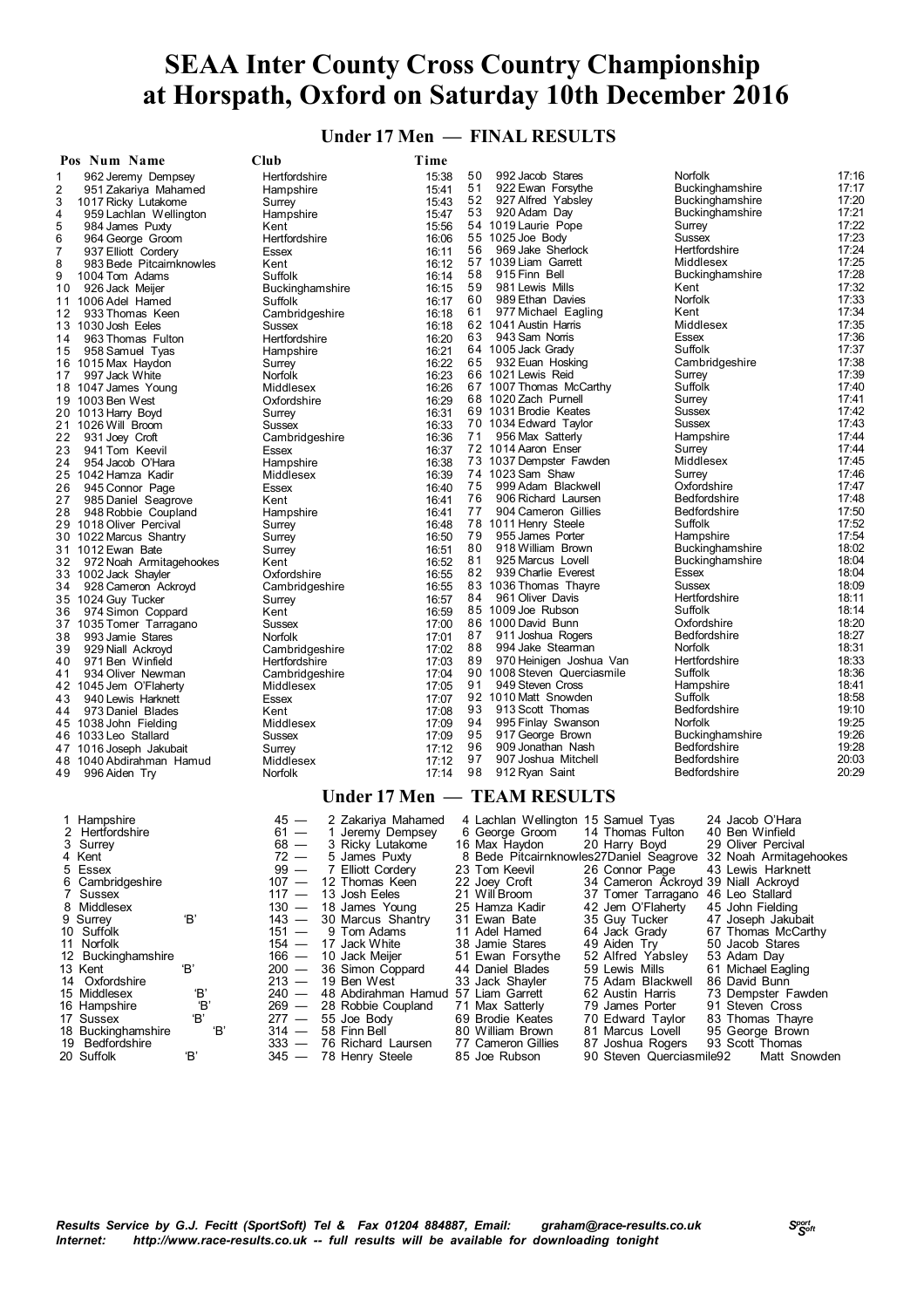# SEAA Inter County Cross Country Championship at Horspath, Oxford on Saturday 10th December 2016

## Under 17 Men — FINAL RESULTS

| Pos | Num | Name | Club | Time |
|---|---|---|---|---|
| 1 | 962 | Jeremy Dempsey | Hertfordshire | 15:38 |
| 2 | 951 | Zakariya Mahamed | Hampshire | 15:41 |
| 3 | 1017 | Ricky Lutakome | Surrey | 15:43 |
| 4 | 959 | Lachlan Wellington | Hampshire | 15:47 |
| 5 | 984 | James Puxty | Kent | 15:56 |
| 6 | 964 | George Groom | Hertfordshire | 16:06 |
| 7 | 937 | Elliott Cordery | Essex | 16:11 |
| 8 | 983 | Bede Pitcairnknowles | Kent | 16:12 |
| 9 | 1004 | Tom Adams | Suffolk | 16:14 |
| 10 | 926 | Jack Meijer | Buckinghamshire | 16:15 |
| 11 | 1006 | Adel Hamed | Suffolk | 16:17 |
| 12 | 933 | Thomas Keen | Cambridgeshire | 16:18 |
| 13 | 1030 | Josh Eeles | Sussex | 16:18 |
| 14 | 963 | Thomas Fulton | Hertfordshire | 16:20 |
| 15 | 958 | Samuel Tyas | Hampshire | 16:21 |
| 16 | 1015 | Max Haydon | Surrey | 16:22 |
| 17 | 997 | Jack White | Norfolk | 16:23 |
| 18 | 1047 | James Young | Middlesex | 16:26 |
| 19 | 1003 | Ben West | Oxfordshire | 16:29 |
| 20 | 1013 | Harry Boyd | Surrey | 16:31 |
| 21 | 1026 | Will Broom | Sussex | 16:33 |
| 22 | 931 | Joey Croft | Cambridgeshire | 16:36 |
| 23 | 941 | Tom Keevil | Essex | 16:37 |
| 24 | 954 | Jacob O'Hara | Hampshire | 16:38 |
| 25 | 1042 | Hamza Kadir | Middlesex | 16:39 |
| 26 | 945 | Connor Page | Essex | 16:40 |
| 27 | 985 | Daniel Seagrove | Kent | 16:41 |
| 28 | 948 | Robbie Coupland | Hampshire | 16:41 |
| 29 | 1018 | Oliver Percival | Surrey | 16:48 |
| 30 | 1022 | Marcus Shantry | Surrey | 16:50 |
| 31 | 1012 | Ewan Bate | Surrey | 16:51 |
| 32 | 972 | Noah Armitagehookes | Kent | 16:52 |
| 33 | 1002 | Jack Shayler | Oxfordshire | 16:55 |
| 34 | 928 | Cameron Ackroyd | Cambridgeshire | 16:55 |
| 35 | 1024 | Guy Tucker | Surrey | 16:57 |
| 36 | 974 | Simon Coppard | Kent | 16:59 |
| 37 | 1035 | Tomer Tarragano | Sussex | 17:00 |
| 38 | 993 | Jamie Stares | Norfolk | 17:01 |
| 39 | 929 | Niall Ackroyd | Cambridgeshire | 17:02 |
| 40 | 971 | Ben Winfield | Hertfordshire | 17:03 |
| 41 | 934 | Oliver Newman | Cambridgeshire | 17:04 |
| 42 | 1045 | Jem O'Flaherty | Middlesex | 17:05 |
| 43 | 940 | Lewis Harknett | Essex | 17:07 |
| 44 | 973 | Daniel Blades | Kent | 17:08 |
| 45 | 1038 | John Fielding | Middlesex | 17:09 |
| 46 | 1033 | Leo Stallard | Sussex | 17:09 |
| 47 | 1016 | Joseph Jakubait | Surrey | 17:12 |
| 48 | 1040 | Abdirahman Hamud | Middlesex | 17:12 |
| 49 | 996 | Aiden Try | Norfolk | 17:14 |
| 50 | 992 | Jacob Stares | Norfolk | 17:16 |
| 51 | 922 | Ewan Forsythe | Buckinghamshire | 17:17 |
| 52 | 927 | Alfred Yabsley | Buckinghamshire | 17:20 |
| 53 | 920 | Adam Day | Buckinghamshire | 17:21 |
| 54 | 1019 | Laurie Pope | Surrey | 17:22 |
| 55 | 1025 | Joe Body | Sussex | 17:23 |
| 56 | 969 | Jake Sherlock | Hertfordshire | 17:24 |
| 57 | 1039 | Liam Garrett | Middlesex | 17:25 |
| 58 | 915 | Finn Bell | Buckinghamshire | 17:28 |
| 59 | 981 | Lewis Mills | Kent | 17:32 |
| 60 | 989 | Ethan Davies | Norfolk | 17:33 |
| 61 | 977 | Michael Eagling | Kent | 17:34 |
| 62 | 1041 | Austin Harris | Middlesex | 17:35 |
| 63 | 943 | Sam Norris | Essex | 17:36 |
| 64 | 1005 | Jack Grady | Suffolk | 17:37 |
| 65 | 932 | Euan Hosking | Cambridgeshire | 17:38 |
| 66 | 1021 | Lewis Reid | Surrey | 17:39 |
| 67 | 1007 | Thomas McCarthy | Suffolk | 17:40 |
| 68 | 1020 | Zach Purnell | Surrey | 17:41 |
| 69 | 1031 | Brodie Keates | Sussex | 17:42 |
| 70 | 1034 | Edward Taylor | Sussex | 17:43 |
| 71 | 956 | Max Satterly | Hampshire | 17:44 |
| 72 | 1014 | Aaron Enser | Surrey | 17:44 |
| 73 | 1037 | Dempster Fawden | Middlesex | 17:45 |
| 74 | 1023 | Sam Shaw | Surrey | 17:46 |
| 75 | 999 | Adam Blackwell | Oxfordshire | 17:47 |
| 76 | 906 | Richard Laursen | Bedfordshire | 17:48 |
| 77 | 904 | Cameron Gillies | Bedfordshire | 17:50 |
| 78 | 1011 | Henry Steele | Suffolk | 17:52 |
| 79 | 955 | James Porter | Hampshire | 17:54 |
| 80 | 918 | William Brown | Buckinghamshire | 18:02 |
| 81 | 925 | Marcus Lovell | Buckinghamshire | 18:04 |
| 82 | 939 | Charlie Everest | Essex | 18:04 |
| 83 | 1036 | Thomas Thayre | Sussex | 18:09 |
| 84 | 961 | Oliver Davis | Hertfordshire | 18:11 |
| 85 | 1009 | Joe Rubson | Suffolk | 18:14 |
| 86 | 1000 | David Bunn | Oxfordshire | 18:20 |
| 87 | 911 | Joshua Rogers | Bedfordshire | 18:27 |
| 88 | 994 | Jake Stearman | Norfolk | 18:31 |
| 89 | 970 | Heinigen Joshua Van | Hertfordshire | 18:33 |
| 90 | 1008 | Steven Querciasmile | Suffolk | 18:36 |
| 91 | 949 | Steven Cross | Hampshire | 18:41 |
| 92 | 1010 | Matt Snowden | Suffolk | 18:58 |
| 93 | 913 | Scott Thomas | Bedfordshire | 19:10 |
| 94 | 995 | Finlay Swanson | Norfolk | 19:25 |
| 95 | 917 | George Brown | Buckinghamshire | 19:26 |
| 96 | 909 | Jonathan Nash | Bedfordshire | 19:28 |
| 97 | 907 | Joshua Mitchell | Bedfordshire | 20:03 |
| 98 | 912 | Ryan Saint | Bedfordshire | 20:29 |

## Under 17 Men — TEAM RESULTS

| Pos | Team | Points | | | | |
|---|---|---|---|---|---|---|
| 1 | Hampshire | 45 — | 2 Zakariya Mahamed | 4 Lachlan Wellington | 15 Samuel Tyas | 24 Jacob O'Hara |
| 2 | Hertfordshire | 61 — | 1 Jeremy Dempsey | 6 George Groom | 14 Thomas Fulton | 40 Ben Winfield |
| 3 | Surrey | 68 — | 3 Ricky Lutakome | 16 Max Haydon | 20 Harry Boyd | 29 Oliver Percival |
| 4 | Kent | 72 — | 5 James Puxty | 8 Bede Pitcairnknowles | 27 Daniel Seagrove | 32 Noah Armitagehookes |
| 5 | Essex | 99 — | 7 Elliott Cordery | 23 Tom Keevil | 26 Connor Page | 43 Lewis Harknett |
| 6 | Cambridgeshire | 107 — | 12 Thomas Keen | 22 Joey Croft | 34 Cameron Ackroyd | 39 Niall Ackroyd |
| 7 | Sussex | 117 — | 13 Josh Eeles | 21 Will Broom | 37 Tomer Tarragano | 46 Leo Stallard |
| 8 | Middlesex | 130 — | 18 James Young | 25 Hamza Kadir | 42 Jem O'Flaherty | 45 John Fielding |
| 9 | Surrey 'B' | 143 — | 30 Marcus Shantry | 31 Ewan Bate | 35 Guy Tucker | 47 Joseph Jakubait |
| 10 | Suffolk | 151 — | 9 Tom Adams | 11 Adel Hamed | 64 Jack Grady | 67 Thomas McCarthy |
| 11 | Norfolk | 154 — | 17 Jack White | 38 Jamie Stares | 49 Aiden Try | 50 Jacob Stares |
| 12 | Buckinghamshire | 166 — | 10 Jack Meijer | 51 Ewan Forsythe | 52 Alfred Yabsley | 53 Adam Day |
| 13 | Kent 'B' | 200 — | 36 Simon Coppard | 44 Daniel Blades | 59 Lewis Mills | 61 Michael Eagling |
| 14 | Oxfordshire | 213 — | 19 Ben West | 33 Jack Shayler | 75 Adam Blackwell | 86 David Bunn |
| 15 | Middlesex 'B' | 240 — | 48 Abdirahman Hamud | 57 Liam Garrett | 62 Austin Harris | 73 Dempster Fawden |
| 16 | Hampshire 'B' | 269 — | 28 Robbie Coupland | 71 Max Satterly | 79 James Porter | 91 Steven Cross |
| 17 | Sussex 'B' | 277 — | 55 Joe Body | 69 Brodie Keates | 70 Edward Taylor | 83 Thomas Thayre |
| 18 | Buckinghamshire 'B' | 314 — | 58 Finn Bell | 80 William Brown | 81 Marcus Lovell | 95 George Brown |
| 19 | Bedfordshire | 333 — | 76 Richard Laursen | 77 Cameron Gillies | 87 Joshua Rogers | 93 Scott Thomas |
| 20 | Suffolk 'B' | 345 — | 78 Henry Steele | 85 Joe Rubson | 90 Steven Querciasmile | 92 Matt Snowden |

*Results Service by G.J. Fecitt (SportSoft) Tel & Fax 01204 884887, Email: graham@race-results.co.uk*
*Internet: http://www.race-results.co.uk -- full results will be available for downloading tonight*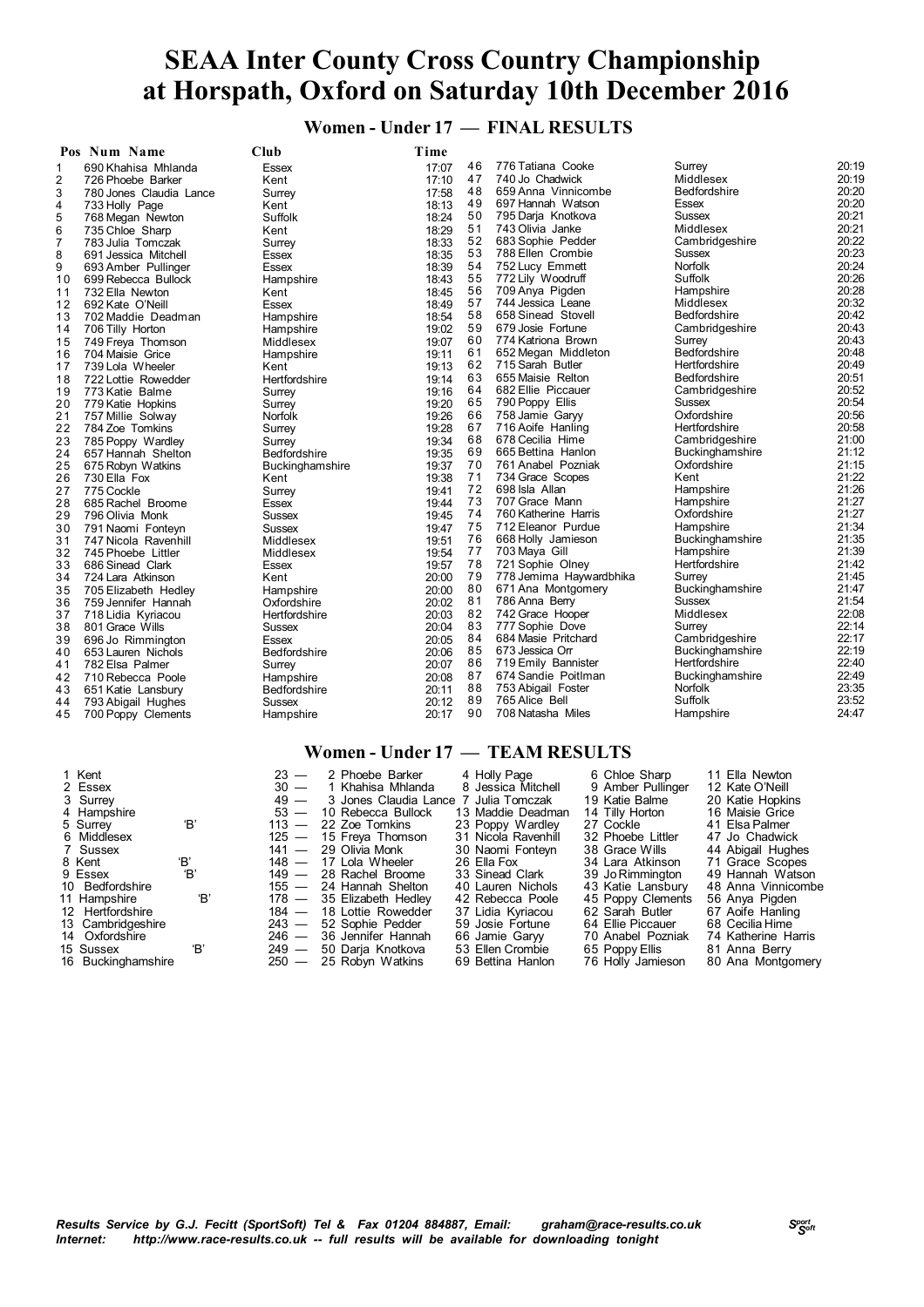# SEAA Inter County Cross Country Championship at Horspath, Oxford on Saturday 10th December 2016

## Women - Under 17 — FINAL RESULTS

| Pos | Num | Name | Club | Time |
|---|---|---|---|---|
| 1 | 690 | Khahisa Mhlanda | Essex | 17:07 |
| 2 | 726 | Phoebe Barker | Kent | 17:10 |
| 3 | 780 | Jones Claudia Lance | Surrey | 17:58 |
| 4 | 733 | Holly Page | Kent | 18:13 |
| 5 | 768 | Megan Newton | Suffolk | 18:24 |
| 6 | 735 | Chloe Sharp | Kent | 18:29 |
| 7 | 783 | Julia Tomczak | Surrey | 18:33 |
| 8 | 691 | Jessica Mitchell | Essex | 18:35 |
| 9 | 693 | Amber Pullinger | Essex | 18:39 |
| 10 | 699 | Rebecca Bullock | Hampshire | 18:43 |
| 11 | 732 | Ella Newton | Kent | 18:45 |
| 12 | 692 | Kate O'Neill | Essex | 18:49 |
| 13 | 702 | Maddie Deadman | Hampshire | 18:54 |
| 14 | 706 | Tilly Horton | Hampshire | 19:02 |
| 15 | 749 | Freya Thomson | Middlesex | 19:07 |
| 16 | 704 | Maisie Grice | Hampshire | 19:11 |
| 17 | 739 | Lola Wheeler | Kent | 19:13 |
| 18 | 722 | Lottie Rowedder | Hertfordshire | 19:14 |
| 19 | 773 | Katie Balme | Surrey | 19:16 |
| 20 | 779 | Katie Hopkins | Surrey | 19:20 |
| 21 | 757 | Millie Solway | Norfolk | 19:26 |
| 22 | 784 | Zoe Tomkins | Surrey | 19:28 |
| 23 | 785 | Poppy Wardley | Surrey | 19:34 |
| 24 | 657 | Hannah Shelton | Bedfordshire | 19:35 |
| 25 | 675 | Robyn Watkins | Buckinghamshire | 19:37 |
| 26 | 730 | Ella Fox | Kent | 19:38 |
| 27 | 775 | Cockle | Surrey | 19:41 |
| 28 | 685 | Rachel Broome | Essex | 19:44 |
| 29 | 796 | Olivia Monk | Sussex | 19:45 |
| 30 | 791 | Naomi Fonteyn | Sussex | 19:47 |
| 31 | 747 | Nicola Ravenhill | Middlesex | 19:51 |
| 32 | 745 | Phoebe Littler | Middlesex | 19:54 |
| 33 | 686 | Sinead Clark | Essex | 19:57 |
| 34 | 724 | Lara Atkinson | Kent | 20:00 |
| 35 | 705 | Elizabeth Hedley | Hampshire | 20:00 |
| 36 | 759 | Jennifer Hannah | Oxfordshire | 20:02 |
| 37 | 718 | Lidia Kyriacou | Hertfordshire | 20:03 |
| 38 | 801 | Grace Wills | Sussex | 20:04 |
| 39 | 696 | Jo Rimmington | Essex | 20:05 |
| 40 | 653 | Lauren Nichols | Bedfordshire | 20:06 |
| 41 | 782 | Elsa Palmer | Surrey | 20:07 |
| 42 | 710 | Rebecca Poole | Hampshire | 20:08 |
| 43 | 651 | Katie Lansbury | Bedfordshire | 20:11 |
| 44 | 793 | Abigail Hughes | Sussex | 20:12 |
| 45 | 700 | Poppy Clements | Hampshire | 20:17 |
| 46 | 776 | Tatiana Cooke | Surrey | 20:19 |
| 47 | 740 | Jo Chadwick | Middlesex | 20:19 |
| 48 | 659 | Anna Vinnicombe | Bedfordshire | 20:20 |
| 49 | 697 | Hannah Watson | Essex | 20:20 |
| 50 | 795 | Darja Knotkova | Sussex | 20:21 |
| 51 | 743 | Olivia Janke | Middlesex | 20:21 |
| 52 | 683 | Sophie Pedder | Cambridgeshire | 20:22 |
| 53 | 788 | Ellen Crombie | Sussex | 20:23 |
| 54 | 752 | Lucy Emmett | Norfolk | 20:24 |
| 55 | 772 | Lily Woodruff | Suffolk | 20:26 |
| 56 | 709 | Anya Pigden | Hampshire | 20:28 |
| 57 | 744 | Jessica Leane | Middlesex | 20:32 |
| 58 | 658 | Sinead Stovell | Bedfordshire | 20:42 |
| 59 | 679 | Josie Fortune | Cambridgeshire | 20:43 |
| 60 | 774 | Katriona Brown | Surrey | 20:43 |
| 61 | 652 | Megan Middleton | Bedfordshire | 20:48 |
| 62 | 715 | Sarah Butler | Hertfordshire | 20:49 |
| 63 | 655 | Maisie Relton | Bedfordshire | 20:51 |
| 64 | 682 | Ellie Piccauer | Cambridgeshire | 20:52 |
| 65 | 790 | Poppy Ellis | Sussex | 20:54 |
| 66 | 758 | Jamie Garyy | Oxfordshire | 20:56 |
| 67 | 716 | Aoife Hanling | Hertfordshire | 20:58 |
| 68 | 678 | Cecilia Hime | Cambridgeshire | 21:00 |
| 69 | 665 | Bettina Hanlon | Buckinghamshire | 21:12 |
| 70 | 761 | Anabel Pozniak | Oxfordshire | 21:15 |
| 71 | 734 | Grace Scopes | Kent | 21:22 |
| 72 | 698 | Isla Allan | Hampshire | 21:26 |
| 73 | 707 | Grace Mann | Hampshire | 21:27 |
| 74 | 760 | Katherine Harris | Oxfordshire | 21:27 |
| 75 | 712 | Eleanor Purdue | Hampshire | 21:34 |
| 76 | 668 | Holly Jamieson | Buckinghamshire | 21:35 |
| 77 | 703 | Maya Gill | Hampshire | 21:39 |
| 78 | 721 | Sophie Olney | Hertfordshire | 21:42 |
| 79 | 778 | Jemima Haywardbhika | Surrey | 21:45 |
| 80 | 671 | Ana Montgomery | Buckinghamshire | 21:47 |
| 81 | 786 | Anna Berry | Sussex | 21:54 |
| 82 | 742 | Grace Hooper | Middlesex | 22:08 |
| 83 | 777 | Sophie Dove | Surrey | 22:14 |
| 84 | 684 | Masie Pritchard | Cambridgeshire | 22:17 |
| 85 | 673 | Jessica Orr | Buckinghamshire | 22:19 |
| 86 | 719 | Emily Bannister | Hertfordshire | 22:40 |
| 87 | 674 | Sandie Poitlman | Buckinghamshire | 22:49 |
| 88 | 753 | Abigail Foster | Norfolk | 23:35 |
| 89 | 765 | Alice Bell | Suffolk | 23:52 |
| 90 | 708 | Natasha Miles | Hampshire | 24:47 |

## Women - Under 17 — TEAM RESULTS

| Pos | Team | Points | 1st | 2nd | 3rd | 4th |
|---|---|---|---|---|---|---|
| 1 | Kent | 23 | 2 Phoebe Barker | 4 Holly Page | 6 Chloe Sharp | 11 Ella Newton |
| 2 | Essex | 30 | 1 Khahisa Mhlanda | 8 Jessica Mitchell | 9 Amber Pullinger | 12 Kate O'Neill |
| 3 | Surrey | 49 | 3 Jones Claudia Lance | 7 Julia Tomczak | 19 Katie Balme | 20 Katie Hopkins |
| 4 | Hampshire | 53 | 10 Rebecca Bullock | 13 Maddie Deadman | 14 Tilly Horton | 16 Maisie Grice |
| 5 | Surrey 'B' | 113 | 22 Zoe Tomkins | 23 Poppy Wardley | 27 Cockle | 41 Elsa Palmer |
| 6 | Middlesex | 125 | 15 Freya Thomson | 31 Nicola Ravenhill | 32 Phoebe Littler | 47 Jo Chadwick |
| 7 | Sussex | 141 | 29 Olivia Monk | 30 Naomi Fonteyn | 38 Grace Wills | 44 Abigail Hughes |
| 8 | Kent 'B' | 148 | 17 Lola Wheeler | 26 Ella Fox | 34 Lara Atkinson | 71 Grace Scopes |
| 9 | Essex 'B' | 149 | 28 Rachel Broome | 33 Sinead Clark | 39 Jo Rimmington | 49 Hannah Watson |
| 10 | Bedfordshire | 155 | 24 Hannah Shelton | 40 Lauren Nichols | 43 Katie Lansbury | 48 Anna Vinnicombe |
| 11 | Hampshire 'B' | 178 | 35 Elizabeth Hedley | 42 Rebecca Poole | 45 Poppy Clements | 56 Anya Pigden |
| 12 | Hertfordshire | 184 | 18 Lottie Rowedder | 37 Lidia Kyriacou | 62 Sarah Butler | 67 Aoife Hanling |
| 13 | Cambridgeshire | 243 | 52 Sophie Pedder | 59 Josie Fortune | 64 Ellie Piccauer | 68 Cecilia Hime |
| 14 | Oxfordshire | 246 | 36 Jennifer Hannah | 66 Jamie Garyy | 70 Anabel Pozniak | 74 Katherine Harris |
| 15 | Sussex 'B' | 249 | 50 Darja Knotkova | 53 Ellen Crombie | 65 Poppy Ellis | 81 Anna Berry |
| 16 | Buckinghamshire | 250 | 25 Robyn Watkins | 69 Bettina Hanlon | 76 Holly Jamieson | 80 Ana Montgomery |

*Results Service by G.J. Fecitt (SportSoft) Tel & Fax 01204 884887, Email: graham@race-results.co.uk*
*Internet: http://www.race-results.co.uk -- full results will be available for downloading tonight*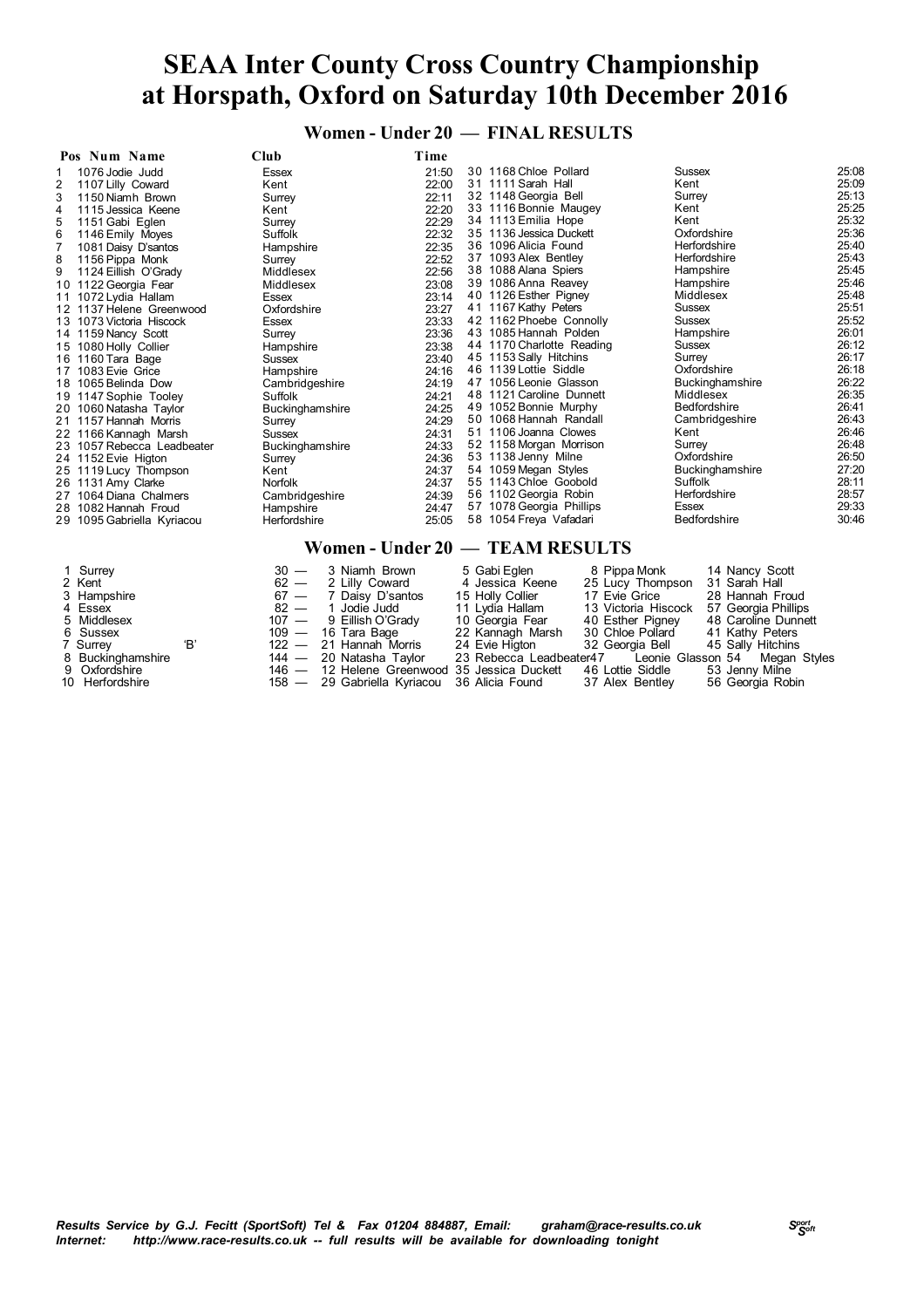# SEAA Inter County Cross Country Championship at Horspath, Oxford on Saturday 10th December 2016

## Women - Under 20 — FINAL RESULTS

| Pos | Num | Name | Club | Time |
|---|---|---|---|---|
| 1 | 1076 | Jodie Judd | Essex | 21:50 |
| 2 | 1107 | Lilly Coward | Kent | 22:00 |
| 3 | 1150 | Niamh Brown | Surrey | 22:11 |
| 4 | 1115 | Jessica Keene | Kent | 22:20 |
| 5 | 1151 | Gabi Eglen | Surrey | 22:29 |
| 6 | 1146 | Emily Moyes | Suffolk | 22:32 |
| 7 | 1081 | Daisy D'santos | Hampshire | 22:35 |
| 8 | 1156 | Pippa Monk | Surrey | 22:52 |
| 9 | 1124 | Eillish O'Grady | Middlesex | 22:56 |
| 10 | 1122 | Georgia Fear | Middlesex | 23:08 |
| 11 | 1072 | Lydia Hallam | Essex | 23:14 |
| 12 | 1137 | Helene Greenwood | Oxfordshire | 23:27 |
| 13 | 1073 | Victoria Hiscock | Essex | 23:33 |
| 14 | 1159 | Nancy Scott | Surrey | 23:36 |
| 15 | 1080 | Holly Collier | Hampshire | 23:38 |
| 16 | 1160 | Tara Bage | Sussex | 23:40 |
| 17 | 1083 | Evie Grice | Hampshire | 24:16 |
| 18 | 1065 | Belinda Dow | Cambridgeshire | 24:19 |
| 19 | 1147 | Sophie Tooley | Suffolk | 24:21 |
| 20 | 1060 | Natasha Taylor | Buckinghamshire | 24:25 |
| 21 | 1157 | Hannah Morris | Surrey | 24:29 |
| 22 | 1166 | Kannagh Marsh | Sussex | 24:31 |
| 23 | 1057 | Rebecca Leadbeater | Buckinghamshire | 24:33 |
| 24 | 1152 | Evie Higton | Surrey | 24:36 |
| 25 | 1119 | Lucy Thompson | Kent | 24:37 |
| 26 | 1131 | Amy Clarke | Norfolk | 24:37 |
| 27 | 1064 | Diana Chalmers | Cambridgeshire | 24:39 |
| 28 | 1082 | Hannah Froud | Hampshire | 24:47 |
| 29 | 1095 | Gabriella Kyriacou | Herfordshire | 25:05 |
| 30 | 1168 | Chloe Pollard | Sussex | 25:08 |
| 31 | 1111 | Sarah Hall | Kent | 25:09 |
| 32 | 1148 | Georgia Bell | Surrey | 25:13 |
| 33 | 1116 | Bonnie Maugey | Kent | 25:25 |
| 34 | 1113 | Emilia Hope | Kent | 25:32 |
| 35 | 1136 | Jessica Duckett | Oxfordshire | 25:36 |
| 36 | 1096 | Alicia Found | Herfordshire | 25:40 |
| 37 | 1093 | Alex Bentley | Herfordshire | 25:43 |
| 38 | 1088 | Alana Spiers | Hampshire | 25:45 |
| 39 | 1086 | Anna Reavey | Hampshire | 25:46 |
| 40 | 1126 | Esther Pigney | Middlesex | 25:48 |
| 41 | 1167 | Kathy Peters | Sussex | 25:51 |
| 42 | 1162 | Phoebe Connolly | Sussex | 25:52 |
| 43 | 1085 | Hannah Polden | Hampshire | 26:01 |
| 44 | 1170 | Charlotte Reading | Sussex | 26:12 |
| 45 | 1153 | Sally Hitchins | Surrey | 26:17 |
| 46 | 1139 | Lottie Siddle | Oxfordshire | 26:18 |
| 47 | 1056 | Leonie Glasson | Buckinghamshire | 26:22 |
| 48 | 1121 | Caroline Dunnett | Middlesex | 26:35 |
| 49 | 1052 | Bonnie Murphy | Bedfordshire | 26:41 |
| 50 | 1068 | Hannah Randall | Cambridgeshire | 26:43 |
| 51 | 1106 | Joanna Clowes | Kent | 26:46 |
| 52 | 1158 | Morgan Morrison | Surrey | 26:48 |
| 53 | 1138 | Jenny Milne | Oxfordshire | 26:50 |
| 54 | 1059 | Megan Styles | Buckinghamshire | 27:20 |
| 55 | 1143 | Chloe Goobold | Suffolk | 28:11 |
| 56 | 1102 | Georgia Robin | Herfordshire | 28:57 |
| 57 | 1078 | Georgia Phillips | Essex | 29:33 |
| 58 | 1054 | Freya Vafadari | Bedfordshire | 30:46 |

## Women - Under 20 — TEAM RESULTS

| Pos | Team | Points | 1st | 2nd | 3rd | 4th |
|---|---|---|---|---|---|---|
| 1 | Surrey | 30 | 3 Niamh Brown | 5 Gabi Eglen | 8 Pippa Monk | 14 Nancy Scott |
| 2 | Kent | 62 | 2 Lilly Coward | 4 Jessica Keene | 25 Lucy Thompson | 31 Sarah Hall |
| 3 | Hampshire | 67 | 7 Daisy D'santos | 15 Holly Collier | 17 Evie Grice | 28 Hannah Froud |
| 4 | Essex | 82 | 1 Jodie Judd | 11 Lydia Hallam | 13 Victoria Hiscock | 57 Georgia Phillips |
| 5 | Middlesex | 107 | 9 Eillish O'Grady | 10 Georgia Fear | 40 Esther Pigney | 48 Caroline Dunnett |
| 6 | Sussex | 109 | 16 Tara Bage | 22 Kannagh Marsh | 30 Chloe Pollard | 41 Kathy Peters |
| 7 | Surrey 'B' | 122 | 21 Hannah Morris | 24 Evie Higton | 32 Georgia Bell | 45 Sally Hitchins |
| 8 | Buckinghamshire | 144 | 20 Natasha Taylor | 23 Rebecca Leadbeater | 47 Leonie Glasson | 54 Megan Styles |
| 9 | Oxfordshire | 146 | 12 Helene Greenwood | 35 Jessica Duckett | 46 Lottie Siddle | 53 Jenny Milne |
| 10 | Herfordshire | 158 | 29 Gabriella Kyriacou | 36 Alicia Found | 37 Alex Bentley | 56 Georgia Robin |

*Results Service by G.J. Fecitt (SportSoft) Tel & Fax 01204 884887, Email: graham@race-results.co.uk*
*Internet: http://www.race-results.co.uk -- full results will be available for downloading tonight*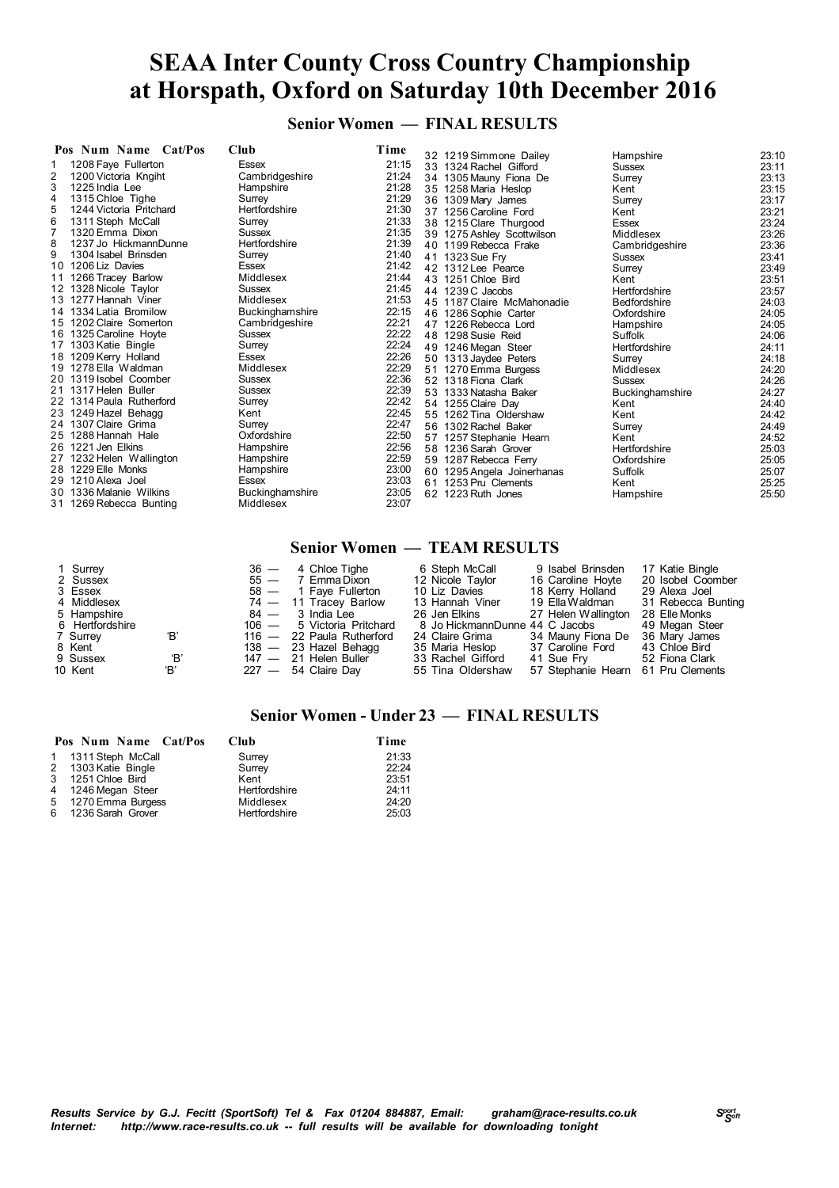# SEAA Inter County Cross Country Championship at Horspath, Oxford on Saturday 10th December 2016

## Senior Women — FINAL RESULTS

| Pos | Num | Name | Cat/Pos | Club | Time |
|---|---|---|---|---|---|
| 1 | 1208 | Faye Fullerton | | Essex | 21:15 |
| 2 | 1200 | Victoria Kngiht | | Cambridgeshire | 21:24 |
| 3 | 1225 | India Lee | | Hampshire | 21:28 |
| 4 | 1315 | Chloe Tighe | | Surrey | 21:29 |
| 5 | 1244 | Victoria Pritchard | | Hertfordshire | 21:30 |
| 6 | 1311 | Steph McCall | | Surrey | 21:33 |
| 7 | 1320 | Emma Dixon | | Sussex | 21:35 |
| 8 | 1237 | Jo HickmannDunne | | Hertfordshire | 21:39 |
| 9 | 1304 | Isabel Brinsden | | Surrey | 21:40 |
| 10 | 1206 | Liz Davies | | Essex | 21:42 |
| 11 | 1266 | Tracey Barlow | | Middlesex | 21:44 |
| 12 | 1328 | Nicole Taylor | | Sussex | 21:45 |
| 13 | 1277 | Hannah Viner | | Middlesex | 21:53 |
| 14 | 1334 | Latia Bromilow | | Buckinghamshire | 22:15 |
| 15 | 1202 | Claire Somerton | | Cambridgeshire | 22:21 |
| 16 | 1325 | Caroline Hoyte | | Sussex | 22:22 |
| 17 | 1303 | Katie Bingle | | Surrey | 22:24 |
| 18 | 1209 | Kerry Holland | | Essex | 22:26 |
| 19 | 1278 | Ella Waldman | | Middlesex | 22:29 |
| 20 | 1319 | Isobel Coomber | | Sussex | 22:36 |
| 21 | 1317 | Helen Buller | | Sussex | 22:39 |
| 22 | 1314 | Paula Rutherford | | Surrey | 22:42 |
| 23 | 1249 | Hazel Behagg | | Kent | 22:45 |
| 24 | 1307 | Claire Grima | | Surrey | 22:47 |
| 25 | 1288 | Hannah Hale | | Oxfordshire | 22:50 |
| 26 | 1221 | Jen Elkins | | Hampshire | 22:56 |
| 27 | 1232 | Helen Wallington | | Hampshire | 22:59 |
| 28 | 1229 | Elle Monks | | Hampshire | 23:00 |
| 29 | 1210 | Alexa Joel | | Essex | 23:03 |
| 30 | 1336 | Malanie Wilkins | | Buckinghamshire | 23:05 |
| 31 | 1269 | Rebecca Bunting | | Middlesex | 23:07 |
| 32 | 1219 | Simmone Dailey | | Hampshire | 23:10 |
| 33 | 1324 | Rachel Gifford | | Sussex | 23:11 |
| 34 | 1305 | Mauny Fiona De | | Surrey | 23:13 |
| 35 | 1258 | Maria Heslop | | Kent | 23:15 |
| 36 | 1309 | Mary James | | Surrey | 23:17 |
| 37 | 1256 | Caroline Ford | | Kent | 23:21 |
| 38 | 1215 | Clare Thurgood | | Essex | 23:24 |
| 39 | 1275 | Ashley Scottwilson | | Middlesex | 23:26 |
| 40 | 1199 | Rebecca Frake | | Cambridgeshire | 23:36 |
| 41 | 1323 | Sue Fry | | Sussex | 23:41 |
| 42 | 1312 | Lee Pearce | | Surrey | 23:49 |
| 43 | 1251 | Chloe Bird | | Kent | 23:51 |
| 44 | 1239 | C Jacobs | | Hertfordshire | 23:57 |
| 45 | 1187 | Claire McMahonadie | | Bedfordshire | 24:03 |
| 46 | 1286 | Sophie Carter | | Oxfordshire | 24:05 |
| 47 | 1226 | Rebecca Lord | | Hampshire | 24:05 |
| 48 | 1298 | Susie Reid | | Suffolk | 24:06 |
| 49 | 1246 | Megan Steer | | Hertfordshire | 24:11 |
| 50 | 1313 | Jaydee Peters | | Surrey | 24:18 |
| 51 | 1270 | Emma Burgess | | Middlesex | 24:20 |
| 52 | 1318 | Fiona Clark | | Sussex | 24:26 |
| 53 | 1333 | Natasha Baker | | Buckinghamshire | 24:27 |
| 54 | 1255 | Claire Day | | Kent | 24:40 |
| 55 | 1262 | Tina Oldershaw | | Kent | 24:42 |
| 56 | 1302 | Rachel Baker | | Surrey | 24:49 |
| 57 | 1257 | Stephanie Hearn | | Kent | 24:52 |
| 58 | 1236 | Sarah Grover | | Hertfordshire | 25:03 |
| 59 | 1287 | Rebecca Ferry | | Oxfordshire | 25:05 |
| 60 | 1295 | Angela Joinerhanas | | Suffolk | 25:07 |
| 61 | 1253 | Pru Clements | | Kent | 25:25 |
| 62 | 1223 | Ruth Jones | | Hampshire | 25:50 |

## Senior Women — TEAM RESULTS

| | | | | | | |
|---|---|---|---|---|---|---|
| 1 | Surrey | 36 — | 4 Chloe Tighe | 6 Steph McCall | 9 Isabel Brinsden | 17 Katie Bingle |
| 2 | Sussex | 55 — | 7 Emma Dixon | 12 Nicole Taylor | 16 Caroline Hoyte | 20 Isobel Coomber |
| 3 | Essex | 58 — | 1 Faye Fullerton | 10 Liz Davies | 18 Kerry Holland | 29 Alexa Joel |
| 4 | Middlesex | 74 — | 11 Tracey Barlow | 13 Hannah Viner | 19 Ella Waldman | 31 Rebecca Bunting |
| 5 | Hampshire | 84 — | 3 India Lee | 26 Jen Elkins | 27 Helen Wallington | 28 Elle Monks |
| 6 | Hertfordshire | 106 — | 5 Victoria Pritchard | 8 Jo HickmannDunne | 44 C Jacobs | 49 Megan Steer |
| 7 | Surrey 'B' | 116 — | 22 Paula Rutherford | 24 Claire Grima | 34 Mauny Fiona De | 36 Mary James |
| 8 | Kent | 138 — | 23 Hazel Behagg | 35 Maria Heslop | 37 Caroline Ford | 43 Chloe Bird |
| 9 | Sussex 'B' | 147 — | 21 Helen Buller | 33 Rachel Gifford | 41 Sue Fry | 52 Fiona Clark |
| 10 | Kent 'B' | 227 — | 54 Claire Day | 55 Tina Oldershaw | 57 Stephanie Hearn | 61 Pru Clements |

## Senior Women - Under 23 — FINAL RESULTS

| Pos | Num | Name | Cat/Pos | Club | Time |
|---|---|---|---|---|---|
| 1 | 1311 | Steph McCall | | Surrey | 21:33 |
| 2 | 1303 | Katie Bingle | | Surrey | 22:24 |
| 3 | 1251 | Chloe Bird | | Kent | 23:51 |
| 4 | 1246 | Megan Steer | | Hertfordshire | 24:11 |
| 5 | 1270 | Emma Burgess | | Middlesex | 24:20 |
| 6 | 1236 | Sarah Grover | | Hertfordshire | 25:03 |

*Results Service by G.J. Fecitt (SportSoft) Tel & Fax 01204 884887, Email: graham@race-results.co.uk*
*Internet: http://www.race-results.co.uk -- full results will be available for downloading tonight*